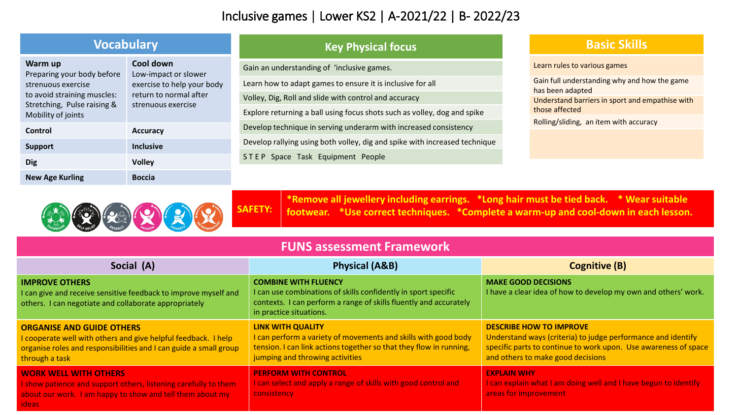# Inclusive games | Lower KS2 | A-2021/22 | B- 2022/23

## Vocabulary

| Warm up<br>Preparing your body before strenuous exercise to avoid straining muscles: Stretching, Pulse raising & Mobility of joints | Cool down<br>Low-impact or slower exercise to help your body return to normal after strenuous exercise |
|---|---|
| **Control** | **Accuracy** |
| **Support** | **Inclusive** |
| **Dig** | **Volley** |
| **New Age Kurling** | **Boccia** |

## Key Physical focus

- Gain an understanding of 'inclusive games.
- Learn how to adapt games to ensure it is inclusive for all
- Volley, Dig, Roll and slide with control and accuracy
- Explore returning a ball using focus shots such as volley, dog and spike
- Develop technique in serving underarm with increased consistency
- Develop rallying using both volley, dig and spike with increased technique
- S T E P Space Task Equipment People

## Basic Skills

- Learn rules to various games
- Gain full understanding why and how the game has been adapted
- Understand barriers in sport and empathise with those affected
- Rolling/sliding, an item with accuracy

TEAMWORK SELF BELIEF RESPECT PASSION HONESTY DETERMINATION

**SAFETY:** *Remove all jewellery including earrings. *Long hair must be tied back. * Wear suitable footwear. *Use correct techniques. *Complete a warm-up and cool-down in each lesson.

## FUNS assessment Framework

| Social (A) | Physical (A&B) | Cognitive (B) |
|---|---|---|
| **IMPROVE OTHERS**<br>I can give and receive sensitive feedback to improve myself and others. I can negotiate and collaborate appropriately | **COMBINE WITH FLUENCY**<br>I can use combinations of skills confidently in sport specific contexts. I can perform a range of skills fluently and accurately in practice situations. | **MAKE GOOD DECISIONS**<br>I have a clear idea of how to develop my own and others' work. |
| **ORGANISE AND GUIDE OTHERS**<br>I cooperate well with others and give helpful feedback. I help organise roles and responsibilities and I can guide a small group through a task | **LINK WITH QUALITY**<br>I can perform a variety of movements and skills with good body tension. I can link actions together so that they flow in running, jumping and throwing activities | **DESCRIBE HOW TO IMPROVE**<br>Understand ways (criteria) to judge performance and identify specific parts to continue to work upon. Use awareness of space and others to make good decisions |
| **WORK WELL WITH OTHERS**<br>I show patience and support others, listening carefully to them about our work. I am happy to show and tell them about my ideas | **PERFORM WITH CONTROL**<br>I can select and apply a range of skills with good control and consistency | **EXPLAIN WHY**<br>I can explain what I am doing well and I have begun to identify areas for improvement |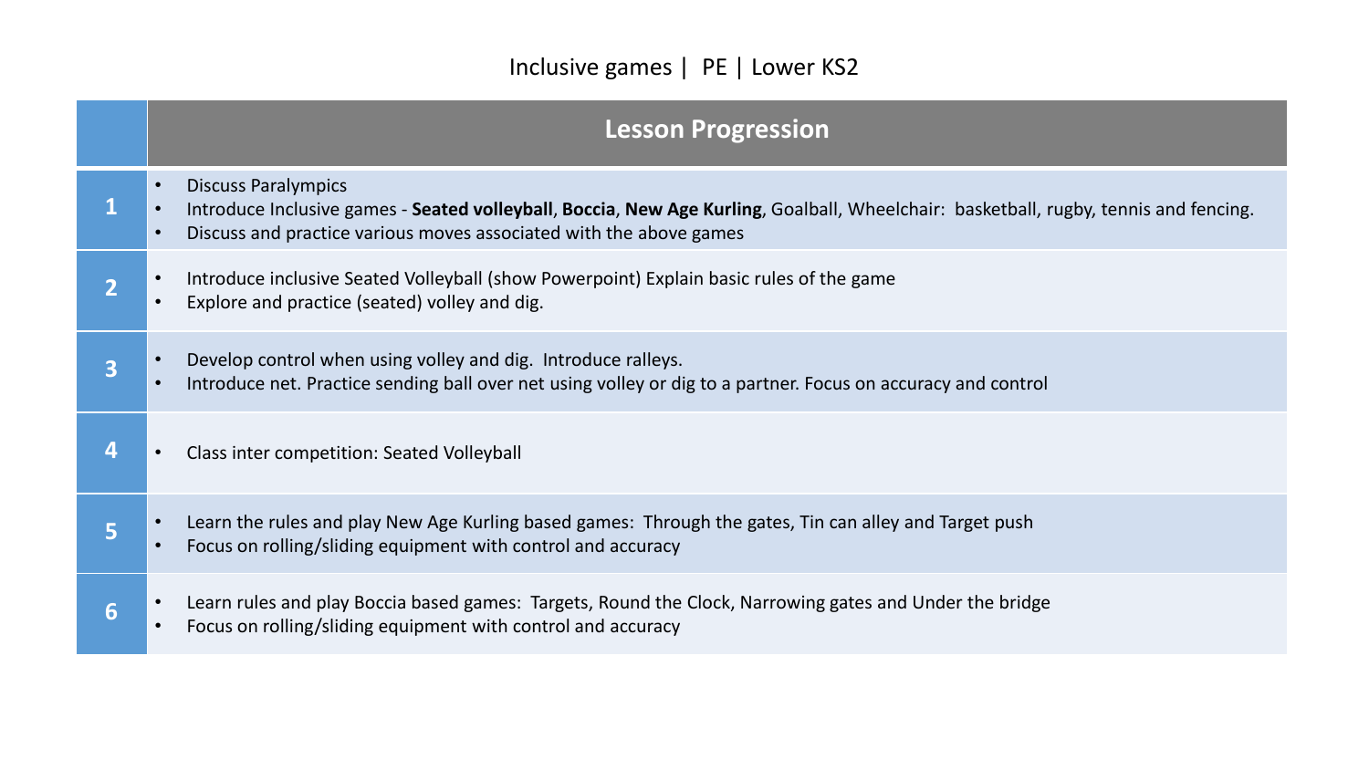Inclusive games | PE | Lower KS2

| | Lesson Progression |
|---|---|
| 1 | • Discuss Paralympics<br>• Introduce Inclusive games - **Seated volleyball**, **Boccia**, **New Age Kurling**, Goalball, Wheelchair: basketball, rugby, tennis and fencing.<br>• Discuss and practice various moves associated with the above games |
| 2 | • Introduce inclusive Seated Volleyball (show Powerpoint) Explain basic rules of the game<br>• Explore and practice (seated) volley and dig. |
| 3 | • Develop control when using volley and dig. Introduce ralleys.<br>• Introduce net. Practice sending ball over net using volley or dig to a partner. Focus on accuracy and control |
| 4 | • Class inter competition: Seated Volleyball |
| 5 | • Learn the rules and play New Age Kurling based games: Through the gates, Tin can alley and Target push<br>• Focus on rolling/sliding equipment with control and accuracy |
| 6 | • Learn rules and play Boccia based games: Targets, Round the Clock, Narrowing gates and Under the bridge<br>• Focus on rolling/sliding equipment with control and accuracy |